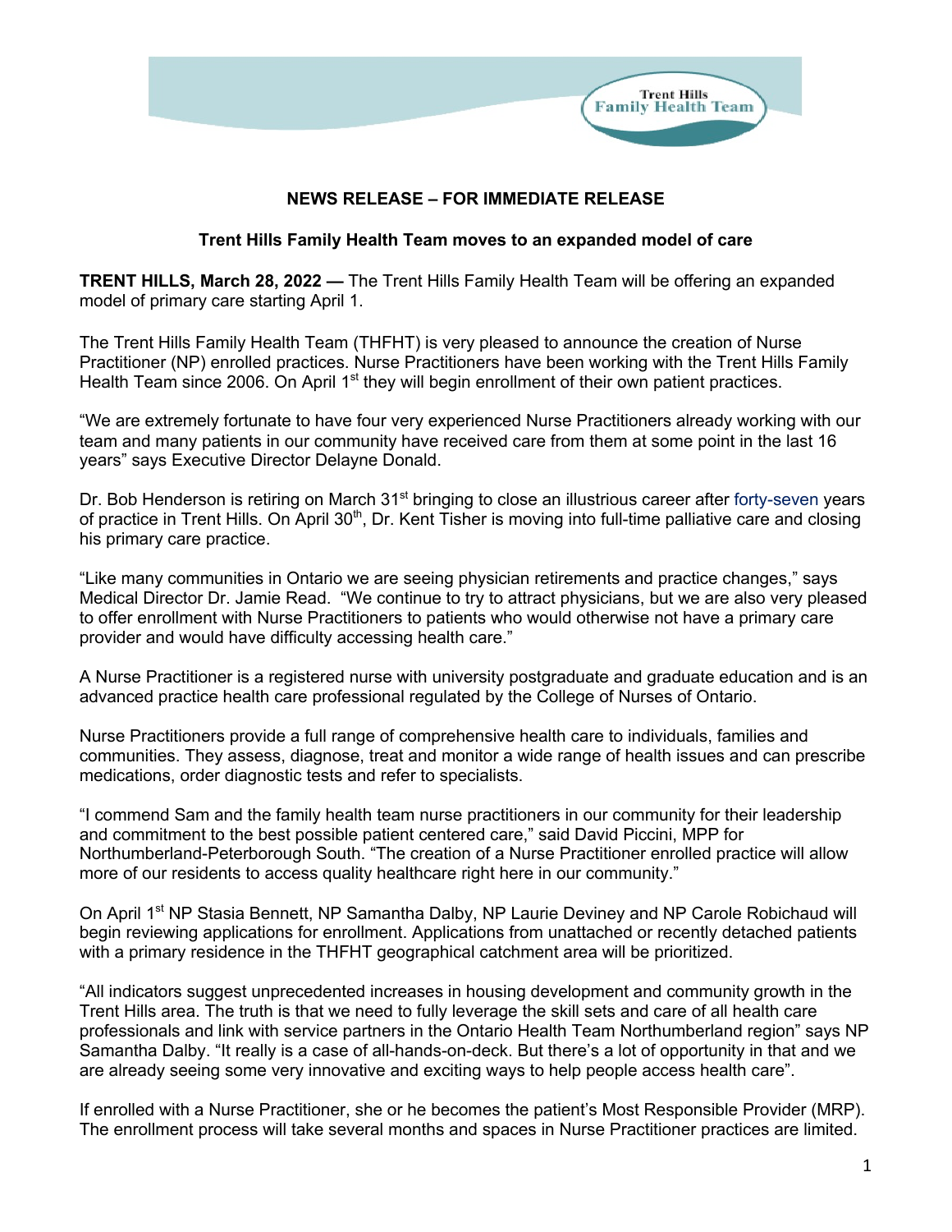Trent Hills Family Health Team

**NEWS RELEASE – FOR IMMEDIATE RELEASE**

**Trent Hills Family Health Team moves to an expanded model of care**

**TRENT HILLS, March 28, 2022 —** The Trent Hills Family Health Team will be offering an expanded model of primary care starting April 1.

The Trent Hills Family Health Team (THFHT) is very pleased to announce the creation of Nurse Practitioner (NP) enrolled practices. Nurse Practitioners have been working with the Trent Hills Family Health Team since 2006. On April 1st they will begin enrollment of their own patient practices.

"We are extremely fortunate to have four very experienced Nurse Practitioners already working with our team and many patients in our community have received care from them at some point in the last 16 years" says Executive Director Delayne Donald.

Dr. Bob Henderson is retiring on March 31st bringing to close an illustrious career after forty-seven years of practice in Trent Hills. On April 30th, Dr. Kent Tisher is moving into full-time palliative care and closing his primary care practice.

"Like many communities in Ontario we are seeing physician retirements and practice changes," says Medical Director Dr. Jamie Read. "We continue to try to attract physicians, but we are also very pleased to offer enrollment with Nurse Practitioners to patients who would otherwise not have a primary care provider and would have difficulty accessing health care."

A Nurse Practitioner is a registered nurse with university postgraduate and graduate education and is an advanced practice health care professional regulated by the College of Nurses of Ontario.

Nurse Practitioners provide a full range of comprehensive health care to individuals, families and communities. They assess, diagnose, treat and monitor a wide range of health issues and can prescribe medications, order diagnostic tests and refer to specialists.

"I commend Sam and the family health team nurse practitioners in our community for their leadership and commitment to the best possible patient centered care," said David Piccini, MPP for Northumberland-Peterborough South. "The creation of a Nurse Practitioner enrolled practice will allow more of our residents to access quality healthcare right here in our community."

On April 1st NP Stasia Bennett, NP Samantha Dalby, NP Laurie Deviney and NP Carole Robichaud will begin reviewing applications for enrollment. Applications from unattached or recently detached patients with a primary residence in the THFHT geographical catchment area will be prioritized.

"All indicators suggest unprecedented increases in housing development and community growth in the Trent Hills area. The truth is that we need to fully leverage the skill sets and care of all health care professionals and link with service partners in the Ontario Health Team Northumberland region" says NP Samantha Dalby. "It really is a case of all-hands-on-deck. But there's a lot of opportunity in that and we are already seeing some very innovative and exciting ways to help people access health care".

If enrolled with a Nurse Practitioner, she or he becomes the patient's Most Responsible Provider (MRP). The enrollment process will take several months and spaces in Nurse Practitioner practices are limited.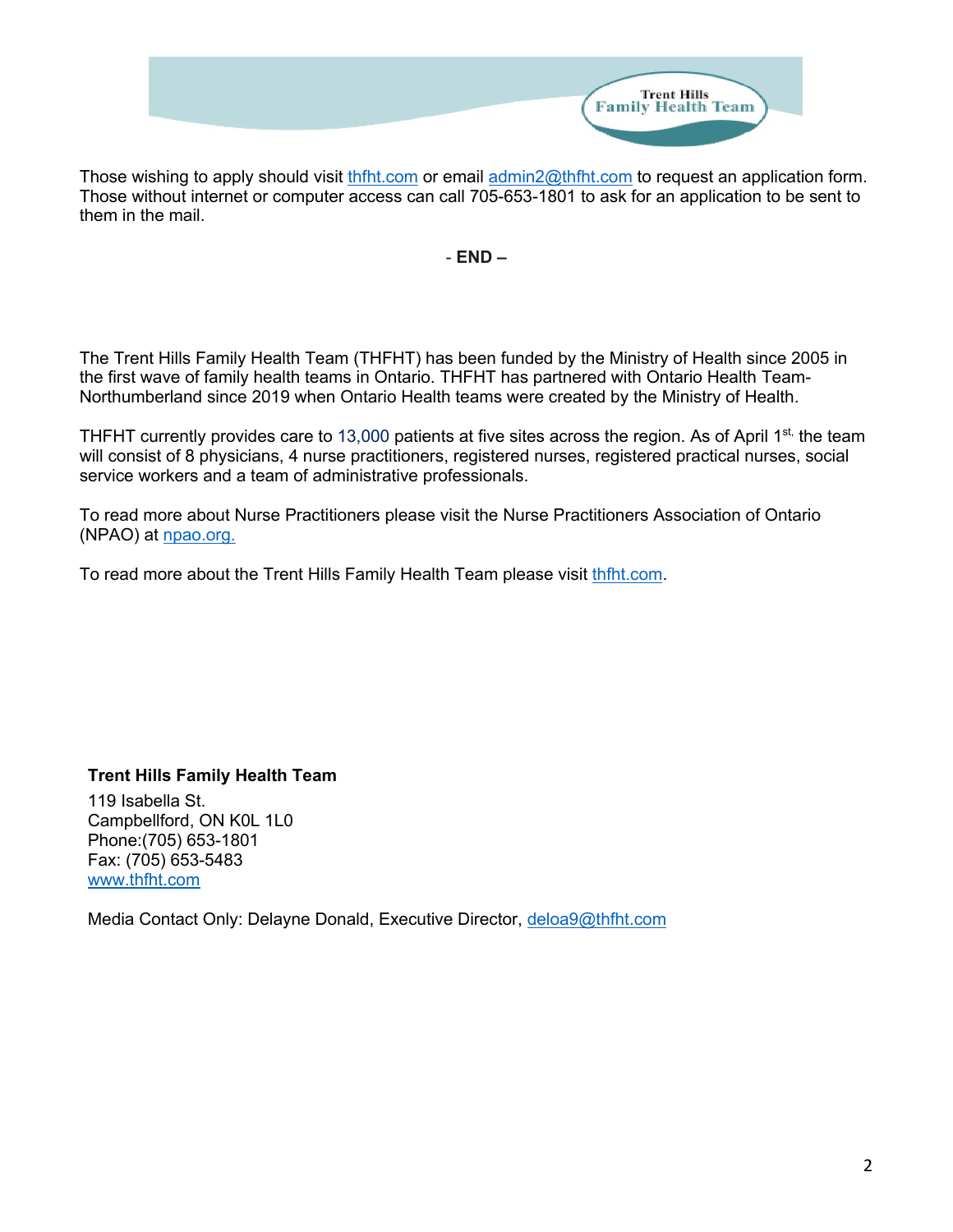Those wishing to apply should visit thfht.com or email admin2@thfht.com to request an application form. Those without internet or computer access can call 705-653-1801 to ask for an application to be sent to them in the mail.

- **END –**

The Trent Hills Family Health Team (THFHT) has been funded by the Ministry of Health since 2005 in the first wave of family health teams in Ontario. THFHT has partnered with Ontario Health Team-Northumberland since 2019 when Ontario Health teams were created by the Ministry of Health.

THFHT currently provides care to 13,000 patients at five sites across the region. As of April 1st, the team will consist of 8 physicians, 4 nurse practitioners, registered nurses, registered practical nurses, social service workers and a team of administrative professionals.

To read more about Nurse Practitioners please visit the Nurse Practitioners Association of Ontario (NPAO) at npao.org.

To read more about the Trent Hills Family Health Team please visit thfht.com.

**Trent Hills Family Health Team**

119 Isabella St.
Campbellford, ON K0L 1L0
Phone:(705) 653-1801
Fax: (705) 653-5483
www.thfht.com

Media Contact Only: Delayne Donald, Executive Director, deloa9@thfht.com